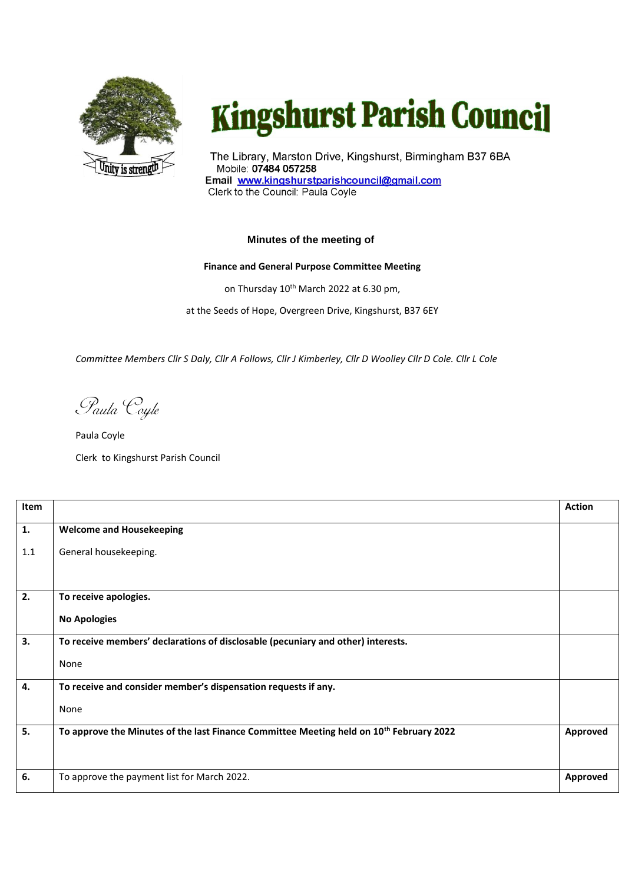# Kingshurst Parish Council

The Library, Marston Drive, Kingshurst, Birmingham B37 6BA
Mobile: **07484 057258**
**Email** [www.kingshurstparishcouncil@gmail.com](mailto:www.kingshurstparishcouncil@gmail.com)
Clerk to the Council: Paula Coyle

### Minutes of the meeting of

**Finance and General Purpose Committee Meeting**

on Thursday 10th March 2022 at 6.30 pm,

at the Seeds of Hope, Overgreen Drive, Kingshurst, B37 6EY

*Committee Members Cllr S Daly, Cllr A Follows, Cllr J Kimberley, Cllr D Woolley Cllr D Cole. Cllr L Cole*

*Paula Coyle*

Paula Coyle

Clerk to Kingshurst Parish Council

| Item | | Action |
|---|---|---|
| **1.**<br><br>1.1 | **Welcome and Housekeeping**<br><br>General housekeeping. | |
| **2.** | **To receive apologies.**<br><br>**No Apologies** | |
| **3.** | **To receive members' declarations of disclosable (pecuniary and other) interests.**<br><br>None | |
| **4.** | **To receive and consider member's dispensation requests if any.**<br><br>None | |
| **5.** | **To approve the Minutes of the last Finance Committee Meeting held on 10th February 2022** | **Approved** |
| **6.** | To approve the payment list for March 2022. | **Approved** |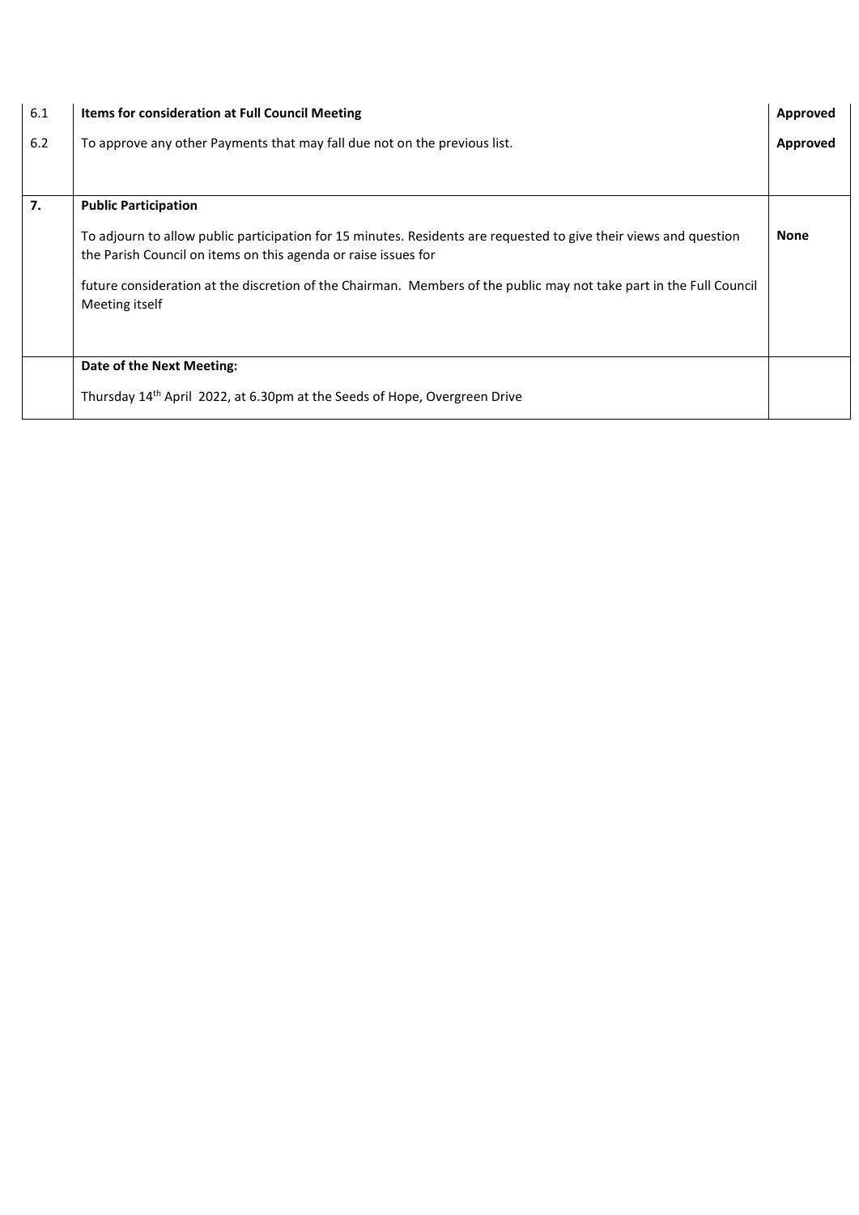| | | |
|---|---|---|
| 6.1 | **Items for consideration at Full Council Meeting** | **Approved** |
| 6.2 | To approve any other Payments that may fall due not on the previous list. | **Approved** |
| **7.** | **Public Participation**<br><br>To adjourn to allow public participation for 15 minutes. Residents are requested to give their views and question the Parish Council on items on this agenda or raise issues for<br><br>future consideration at the discretion of the Chairman. Members of the public may not take part in the Full Council Meeting itself | **None** |
| | **Date of the Next Meeting:**<br><br>Thursday 14th April 2022, at 6.30pm at the Seeds of Hope, Overgreen Drive | |